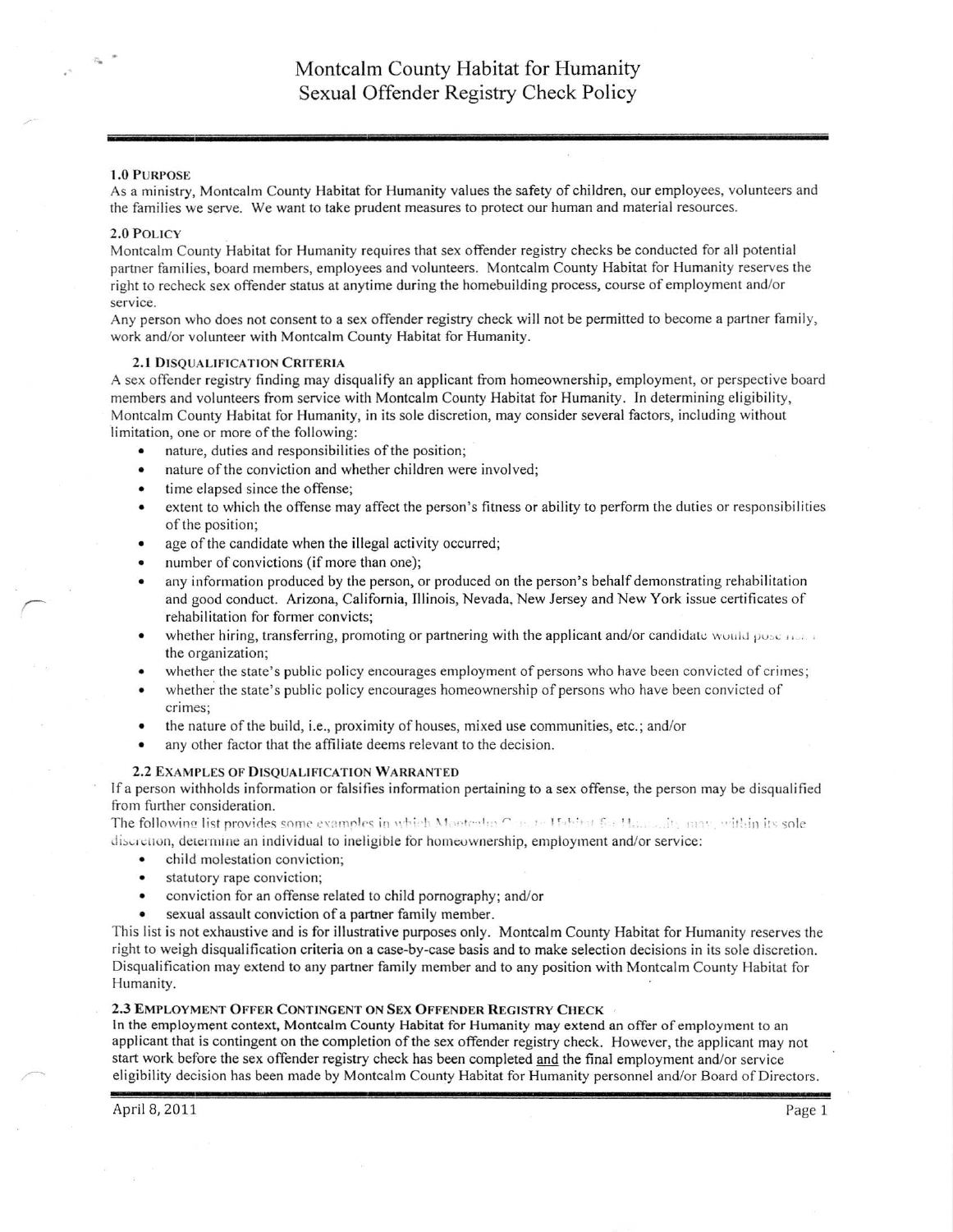# Montcalm County Habitat for Humanity
# Sexual Offender Registry Check Policy

## 1.0 Purpose

As a ministry, Montcalm County Habitat for Humanity values the safety of children, our employees, volunteers and the families we serve. We want to take prudent measures to protect our human and material resources.

## 2.0 Policy

Montcalm County Habitat for Humanity requires that sex offender registry checks be conducted for all potential partner families, board members, employees and volunteers. Montcalm County Habitat for Humanity reserves the right to recheck sex offender status at anytime during the homebuilding process, course of employment and/or service.

Any person who does not consent to a sex offender registry check will not be permitted to become a partner family, work and/or volunteer with Montcalm County Habitat for Humanity.

### 2.1 Disqualification Criteria

A sex offender registry finding may disqualify an applicant from homeownership, employment, or perspective board members and volunteers from service with Montcalm County Habitat for Humanity. In determining eligibility, Montcalm County Habitat for Humanity, in its sole discretion, may consider several factors, including without limitation, one or more of the following:

- nature, duties and responsibilities of the position;
- nature of the conviction and whether children were involved;
- time elapsed since the offense;
- extent to which the offense may affect the person's fitness or ability to perform the duties or responsibilities of the position;
- age of the candidate when the illegal activity occurred;
- number of convictions (if more than one);
- any information produced by the person, or produced on the person's behalf demonstrating rehabilitation and good conduct. Arizona, California, Illinois, Nevada, New Jersey and New York issue certificates of rehabilitation for former convicts;
- whether hiring, transferring, promoting or partnering with the applicant and/or candidate would pose a risk to the organization;
- whether the state's public policy encourages employment of persons who have been convicted of crimes;
- whether the state's public policy encourages homeownership of persons who have been convicted of crimes;
- the nature of the build, i.e., proximity of houses, mixed use communities, etc.; and/or
- any other factor that the affiliate deems relevant to the decision.

### 2.2 Examples of Disqualification Warranted

If a person withholds information or falsifies information pertaining to a sex offense, the person may be disqualified from further consideration.

The following list provides some examples in which Montcalm County Habitat for Humanity may, within its sole discretion, determine an individual to ineligible for homeownership, employment and/or service:

- child molestation conviction;
- statutory rape conviction;
- conviction for an offense related to child pornography; and/or
- sexual assault conviction of a partner family member.

This list is not exhaustive and is for illustrative purposes only. Montcalm County Habitat for Humanity reserves the right to weigh disqualification criteria on a case-by-case basis and to make selection decisions in its sole discretion. Disqualification may extend to any partner family member and to any position with Montcalm County Habitat for Humanity.

### 2.3 Employment Offer Contingent on Sex Offender Registry Check

In the employment context, Montcalm County Habitat for Humanity may extend an offer of employment to an applicant that is contingent on the completion of the sex offender registry check. However, the applicant may not start work before the sex offender registry check has been completed <u>and</u> the final employment and/or service eligibility decision has been made by Montcalm County Habitat for Humanity personnel and/or Board of Directors.

April 8, 2011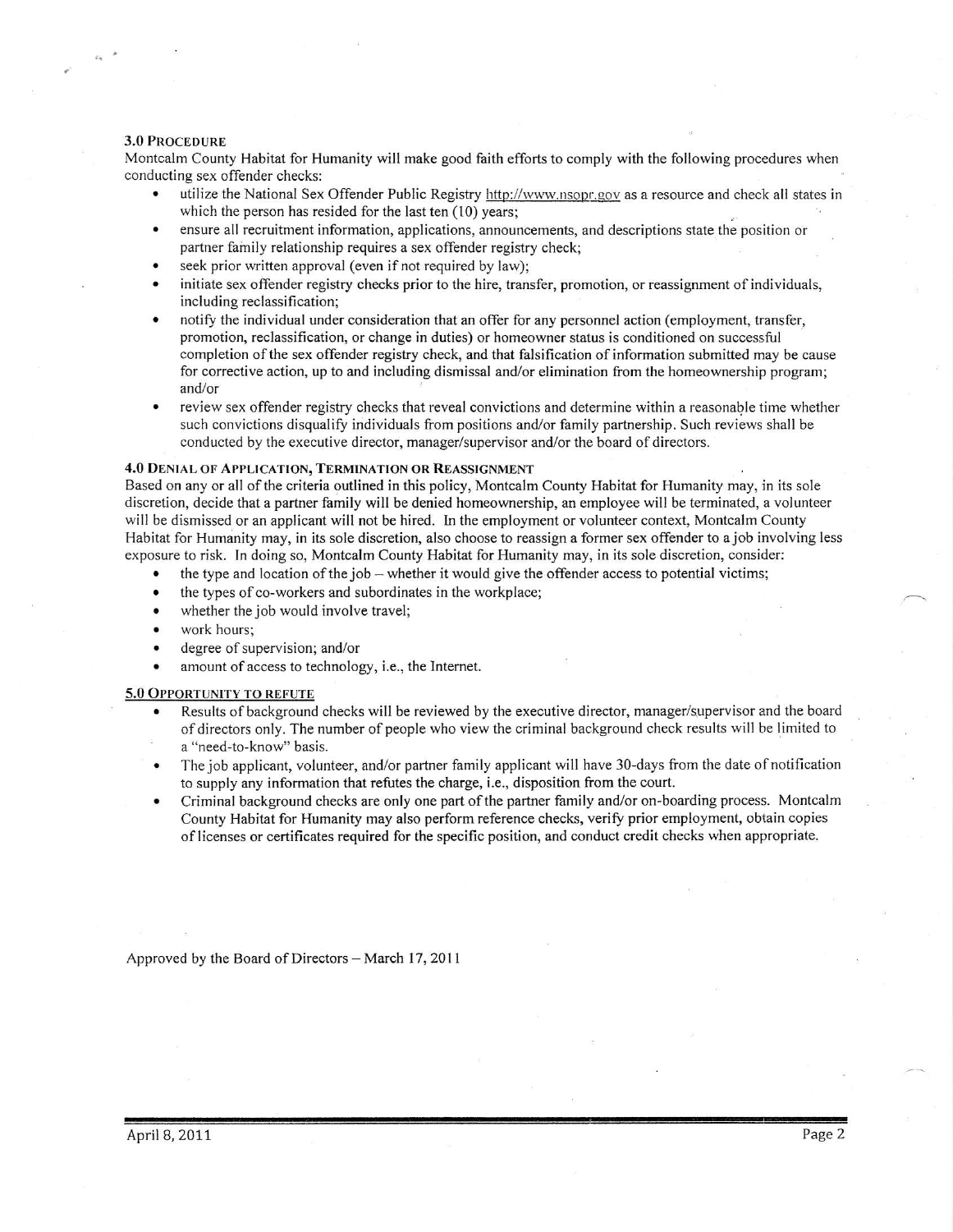### 3.0 Procedure

Montcalm County Habitat for Humanity will make good faith efforts to comply with the following procedures when conducting sex offender checks:

- utilize the National Sex Offender Public Registry http://www.nsopr.gov as a resource and check all states in which the person has resided for the last ten (10) years;
- ensure all recruitment information, applications, announcements, and descriptions state the position or partner family relationship requires a sex offender registry check;
- seek prior written approval (even if not required by law);
- initiate sex offender registry checks prior to the hire, transfer, promotion, or reassignment of individuals, including reclassification;
- notify the individual under consideration that an offer for any personnel action (employment, transfer, promotion, reclassification, or change in duties) or homeowner status is conditioned on successful completion of the sex offender registry check, and that falsification of information submitted may be cause for corrective action, up to and including dismissal and/or elimination from the homeownership program; and/or
- review sex offender registry checks that reveal convictions and determine within a reasonable time whether such convictions disqualify individuals from positions and/or family partnership. Such reviews shall be conducted by the executive director, manager/supervisor and/or the board of directors.

### 4.0 Denial of Application, Termination or Reassignment

Based on any or all of the criteria outlined in this policy, Montcalm County Habitat for Humanity may, in its sole discretion, decide that a partner family will be denied homeownership, an employee will be terminated, a volunteer will be dismissed or an applicant will not be hired. In the employment or volunteer context, Montcalm County Habitat for Humanity may, in its sole discretion, also choose to reassign a former sex offender to a job involving less exposure to risk. In doing so, Montcalm County Habitat for Humanity may, in its sole discretion, consider:

- the type and location of the job – whether it would give the offender access to potential victims;
- the types of co-workers and subordinates in the workplace;
- whether the job would involve travel;
- work hours;
- degree of supervision; and/or
- amount of access to technology, i.e., the Internet.

### 5.0 Opportunity to Refute

- Results of background checks will be reviewed by the executive director, manager/supervisor and the board of directors only. The number of people who view the criminal background check results will be limited to a "need-to-know" basis.
- The job applicant, volunteer, and/or partner family applicant will have 30-days from the date of notification to supply any information that refutes the charge, i.e., disposition from the court.
- Criminal background checks are only one part of the partner family and/or on-boarding process. Montcalm County Habitat for Humanity may also perform reference checks, verify prior employment, obtain copies of licenses or certificates required for the specific position, and conduct credit checks when appropriate.

Approved by the Board of Directors – March 17, 2011